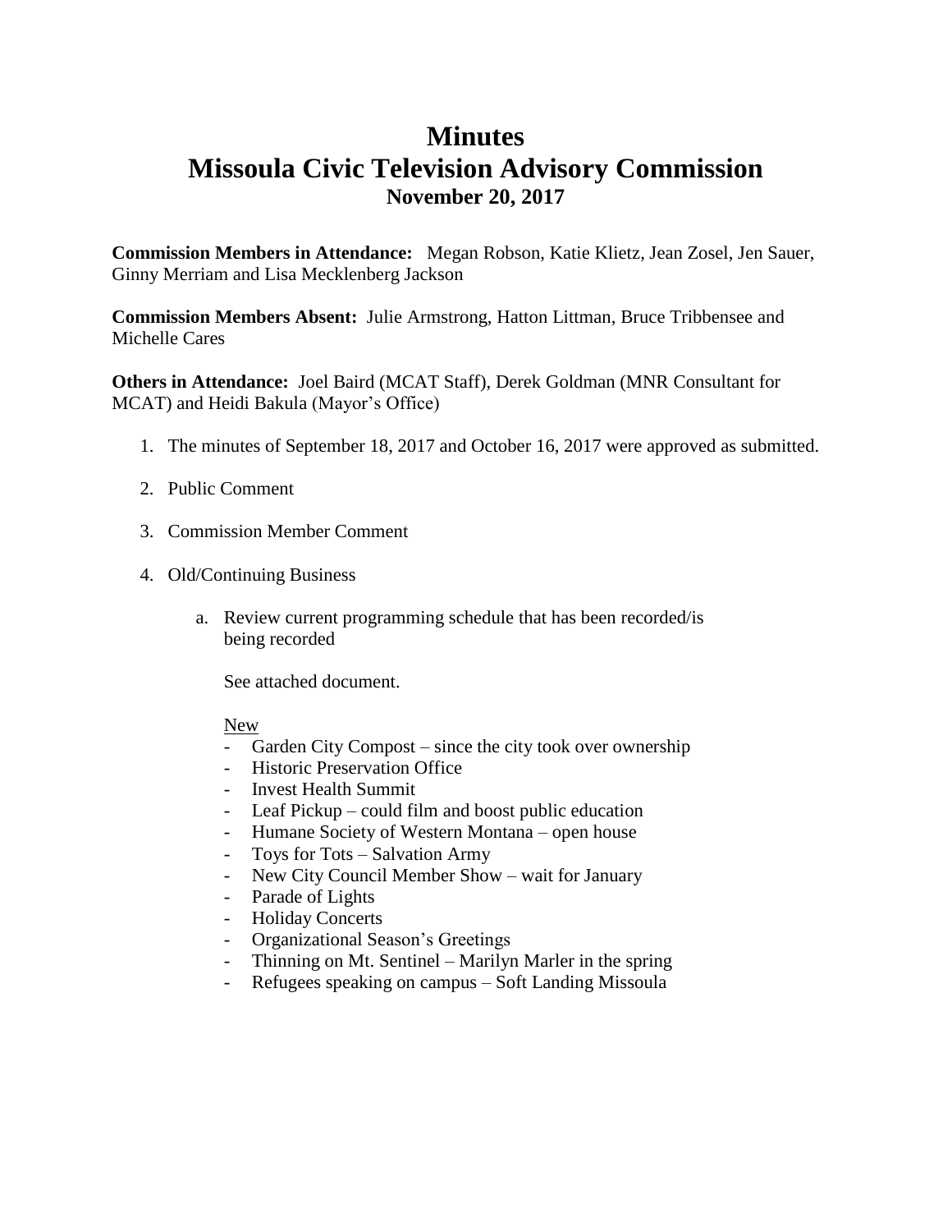# Minutes
# Missoula Civic Television Advisory Commission
### November 20, 2017

**Commission Members in Attendance:** Megan Robson, Katie Klietz, Jean Zosel, Jen Sauer, Ginny Merriam and Lisa Mecklenberg Jackson

**Commission Members Absent:** Julie Armstrong, Hatton Littman, Bruce Tribbensee and Michelle Cares

**Others in Attendance:** Joel Baird (MCAT Staff), Derek Goldman (MNR Consultant for MCAT) and Heidi Bakula (Mayor's Office)

1. The minutes of September 18, 2017 and October 16, 2017 were approved as submitted.

2. Public Comment

3. Commission Member Comment

4. Old/Continuing Business

   a. Review current programming schedule that has been recorded/is being recorded

      See attached document.

      <u>New</u>
      - Garden City Compost – since the city took over ownership
      - Historic Preservation Office
      - Invest Health Summit
      - Leaf Pickup – could film and boost public education
      - Humane Society of Western Montana – open house
      - Toys for Tots – Salvation Army
      - New City Council Member Show – wait for January
      - Parade of Lights
      - Holiday Concerts
      - Organizational Season's Greetings
      - Thinning on Mt. Sentinel – Marilyn Marler in the spring
      - Refugees speaking on campus – Soft Landing Missoula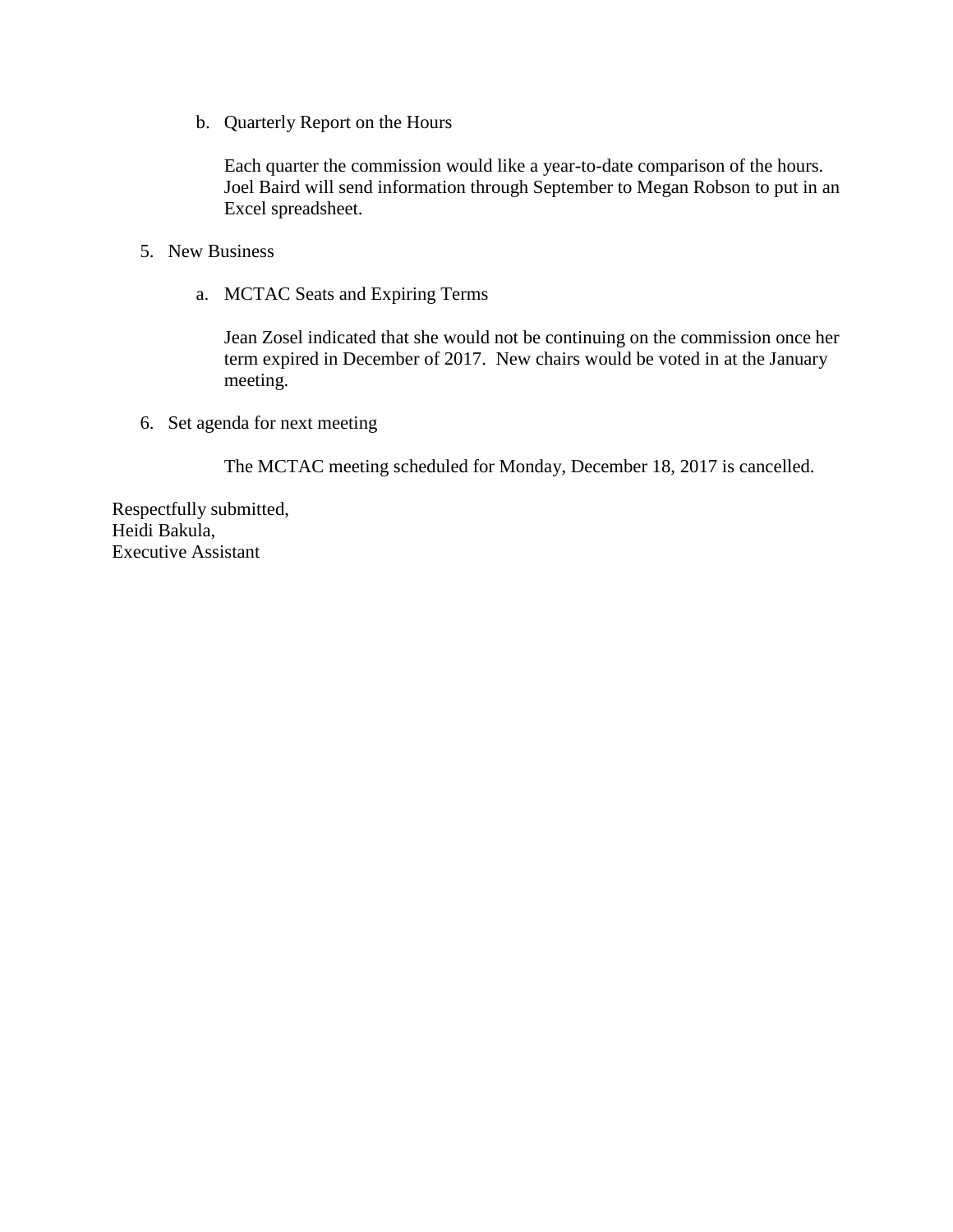b. Quarterly Report on the Hours

   Each quarter the commission would like a year-to-date comparison of the hours. Joel Baird will send information through September to Megan Robson to put in an Excel spreadsheet.

5. New Business

   a. MCTAC Seats and Expiring Terms

      Jean Zosel indicated that she would not be continuing on the commission once her term expired in December of 2017. New chairs would be voted in at the January meeting.

6. Set agenda for next meeting

   The MCTAC meeting scheduled for Monday, December 18, 2017 is cancelled.

Respectfully submitted,
Heidi Bakula,
Executive Assistant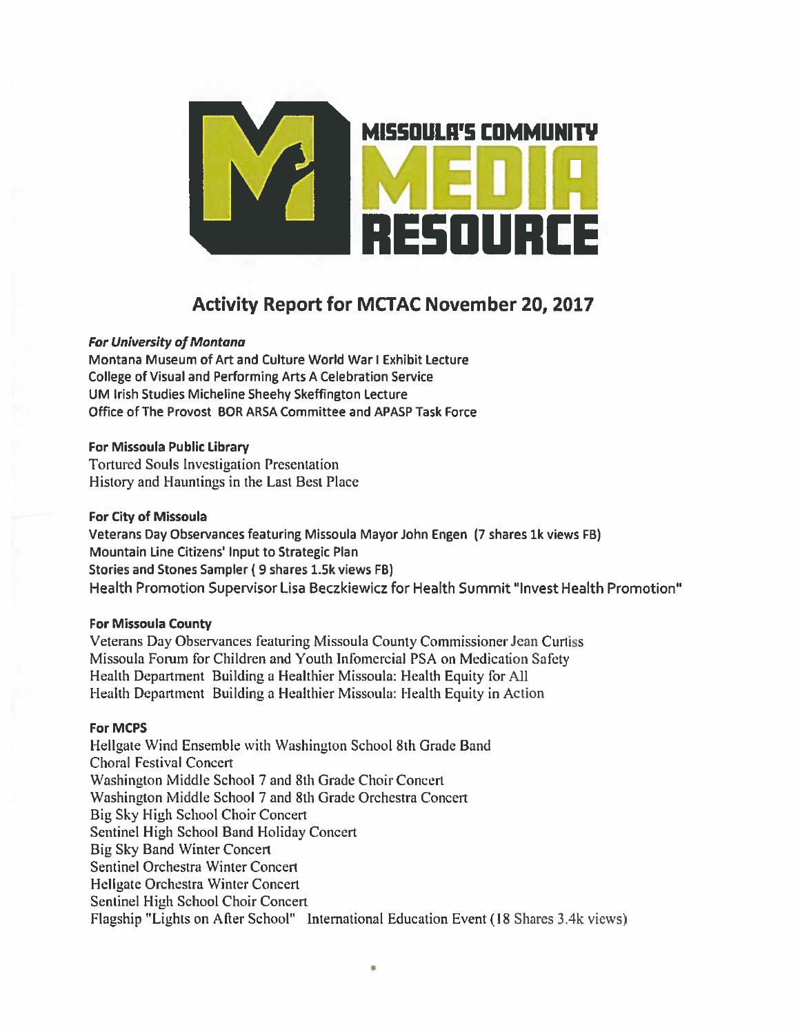MISSOULA'S COMMUNITY

MEDIA

RESOURCE

## Activity Report for MCTAC November 20, 2017

***For University of Montana***

**Montana Museum of Art and Culture World War I Exhibit Lecture**
**College of Visual and Performing Arts A Celebration Service**
**UM Irish Studies Micheline Sheehy Skeffington Lecture**
**Office of The Provost BOR ARSA Committee and APASP Task Force**

**For Missoula Public Library**

Tortured Souls Investigation Presentation
History and Hauntings in the Last Best Place

**For City of Missoula**

**Veterans Day Observances featuring Missoula Mayor John Engen (7 shares 1k views FB)**
**Mountain Line Citizens' Input to Strategic Plan**
**Stories and Stones Sampler ( 9 shares 1.5k views FB)**
**Health Promotion Supervisor Lisa Beczkiewicz for Health Summit "Invest Health Promotion"**

**For Missoula County**

Veterans Day Observances featuring Missoula County Commissioner Jean Curtiss
Missoula Forum for Children and Youth Infomercial PSA on Medication Safety
Health Department Building a Healthier Missoula: Health Equity for All
Health Department Building a Healthier Missoula: Health Equity in Action

**For MCPS**

Hellgate Wind Ensemble with Washington School 8th Grade Band
Choral Festival Concert
Washington Middle School 7 and 8th Grade Choir Concert
Washington Middle School 7 and 8th Grade Orchestra Concert
Big Sky High School Choir Concert
Sentinel High School Band Holiday Concert
Big Sky Band Winter Concert
Sentinel Orchestra Winter Concert
Hellgate Orchestra Winter Concert
Sentinel High School Choir Concert
Flagship "Lights on After School" International Education Event (18 Shares 3.4k views)